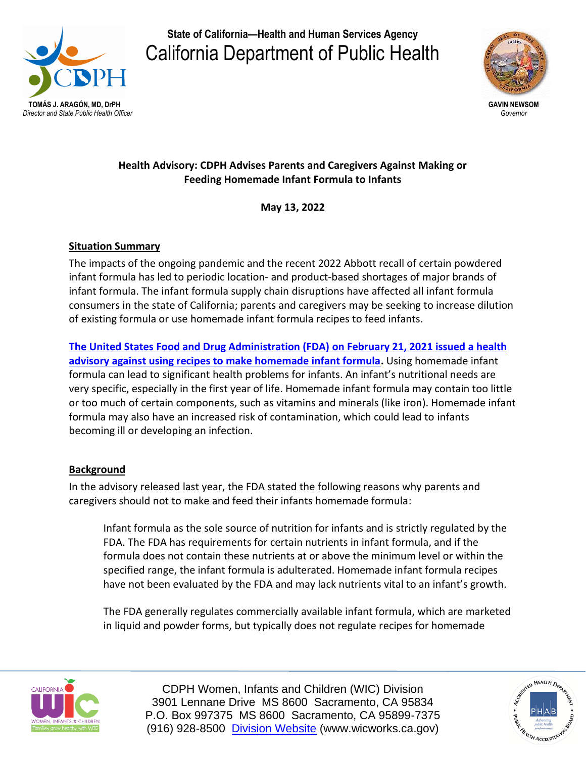State of California—Health and Human Services Agency

California Department of Public Health

**TOMÁS J. ARAGÓN, MD, DrPH**
*Director and State Public Health Officer*

**GAVIN NEWSOM**
*Governor*

**Health Advisory: CDPH Advises Parents and Caregivers Against Making or Feeding Homemade Infant Formula to Infants**

**May 13, 2022**

## Situation Summary

The impacts of the ongoing pandemic and the recent 2022 Abbott recall of certain powdered infant formula has led to periodic location- and product-based shortages of major brands of infant formula. The infant formula supply chain disruptions have affected all infant formula consumers in the state of California; parents and caregivers may be seeking to increase dilution of existing formula or use homemade infant formula recipes to feed infants.

**The United States Food and Drug Administration (FDA) on February 21, 2021 issued a health advisory against using recipes to make homemade infant formula.** Using homemade infant formula can lead to significant health problems for infants. An infant's nutritional needs are very specific, especially in the first year of life. Homemade infant formula may contain too little or too much of certain components, such as vitamins and minerals (like iron). Homemade infant formula may also have an increased risk of contamination, which could lead to infants becoming ill or developing an infection.

## Background

In the advisory released last year, the FDA stated the following reasons why parents and caregivers should not to make and feed their infants homemade formula:

> Infant formula as the sole source of nutrition for infants and is strictly regulated by the FDA. The FDA has requirements for certain nutrients in infant formula, and if the formula does not contain these nutrients at or above the minimum level or within the specified range, the infant formula is adulterated. Homemade infant formula recipes have not been evaluated by the FDA and may lack nutrients vital to an infant's growth.
>
> The FDA generally regulates commercially available infant formula, which are marketed in liquid and powder forms, but typically does not regulate recipes for homemade

CDPH Women, Infants and Children (WIC) Division
3901 Lennane Drive MS 8600 Sacramento, CA 95834
P.O. Box 997375 MS 8600 Sacramento, CA 95899-7375
(916) 928-8500 Division Website (www.wicworks.ca.gov)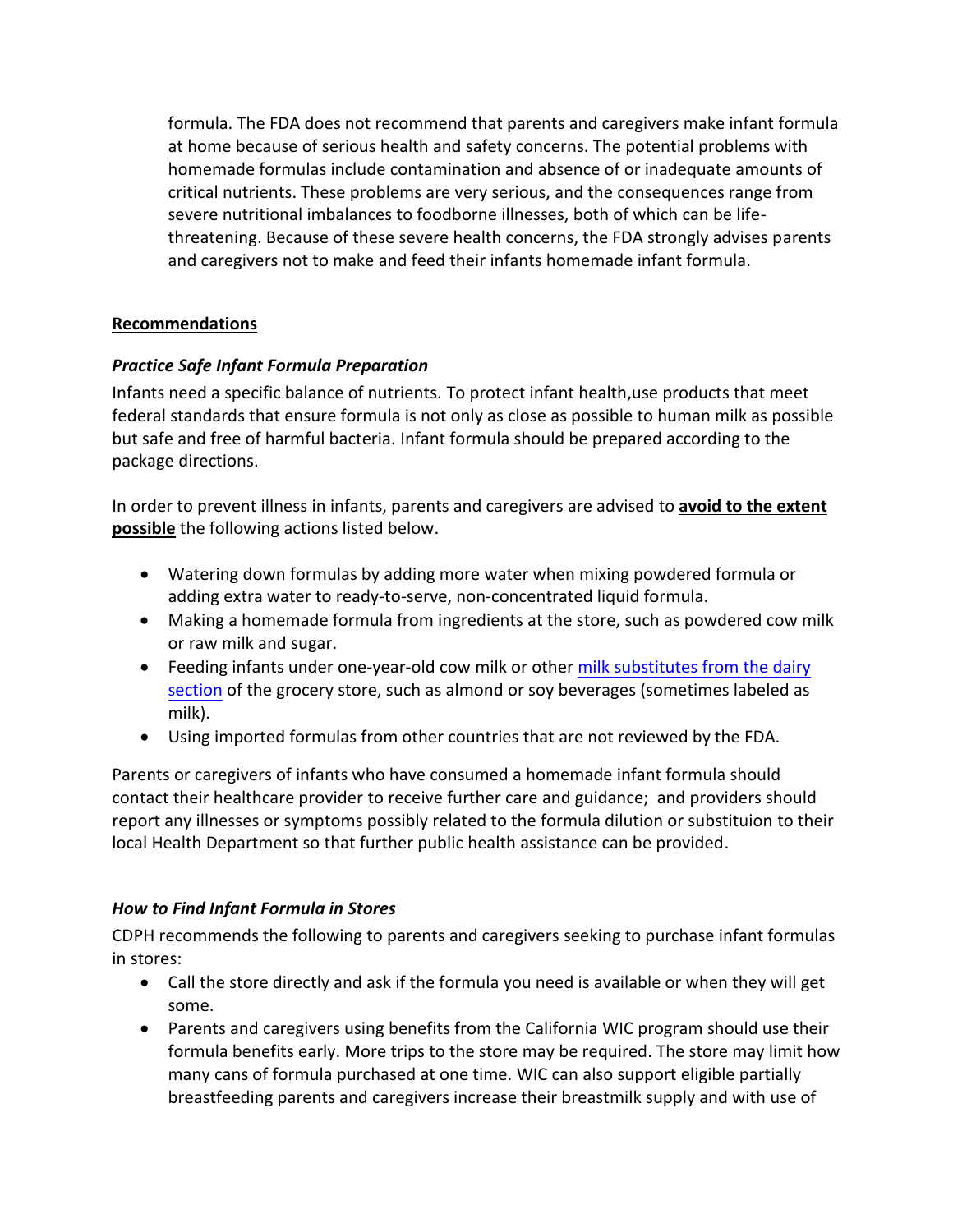formula. The FDA does not recommend that parents and caregivers make infant formula at home because of serious health and safety concerns. The potential problems with homemade formulas include contamination and absence of or inadequate amounts of critical nutrients. These problems are very serious, and the consequences range from severe nutritional imbalances to foodborne illnesses, both of which can be life-threatening. Because of these severe health concerns, the FDA strongly advises parents and caregivers not to make and feed their infants homemade infant formula.

## Recommendations

### *Practice Safe Infant Formula Preparation*

Infants need a specific balance of nutrients. To protect infant health,use products that meet federal standards that ensure formula is not only as close as possible to human milk as possible but safe and free of harmful bacteria. Infant formula should be prepared according to the package directions.

In order to prevent illness in infants, parents and caregivers are advised to **avoid to the extent possible** the following actions listed below.

- Watering down formulas by adding more water when mixing powdered formula or adding extra water to ready-to-serve, non-concentrated liquid formula.
- Making a homemade formula from ingredients at the store, such as powdered cow milk or raw milk and sugar.
- Feeding infants under one-year-old cow milk or other milk substitutes from the dairy section of the grocery store, such as almond or soy beverages (sometimes labeled as milk).
- Using imported formulas from other countries that are not reviewed by the FDA.

Parents or caregivers of infants who have consumed a homemade infant formula should contact their healthcare provider to receive further care and guidance; and providers should report any illnesses or symptoms possibly related to the formula dilution or substituion to their local Health Department so that further public health assistance can be provided.

### *How to Find Infant Formula in Stores*

CDPH recommends the following to parents and caregivers seeking to purchase infant formulas in stores:

- Call the store directly and ask if the formula you need is available or when they will get some.
- Parents and caregivers using benefits from the California WIC program should use their formula benefits early. More trips to the store may be required. The store may limit how many cans of formula purchased at one time. WIC can also support eligible partially breastfeeding parents and caregivers increase their breastmilk supply and with use of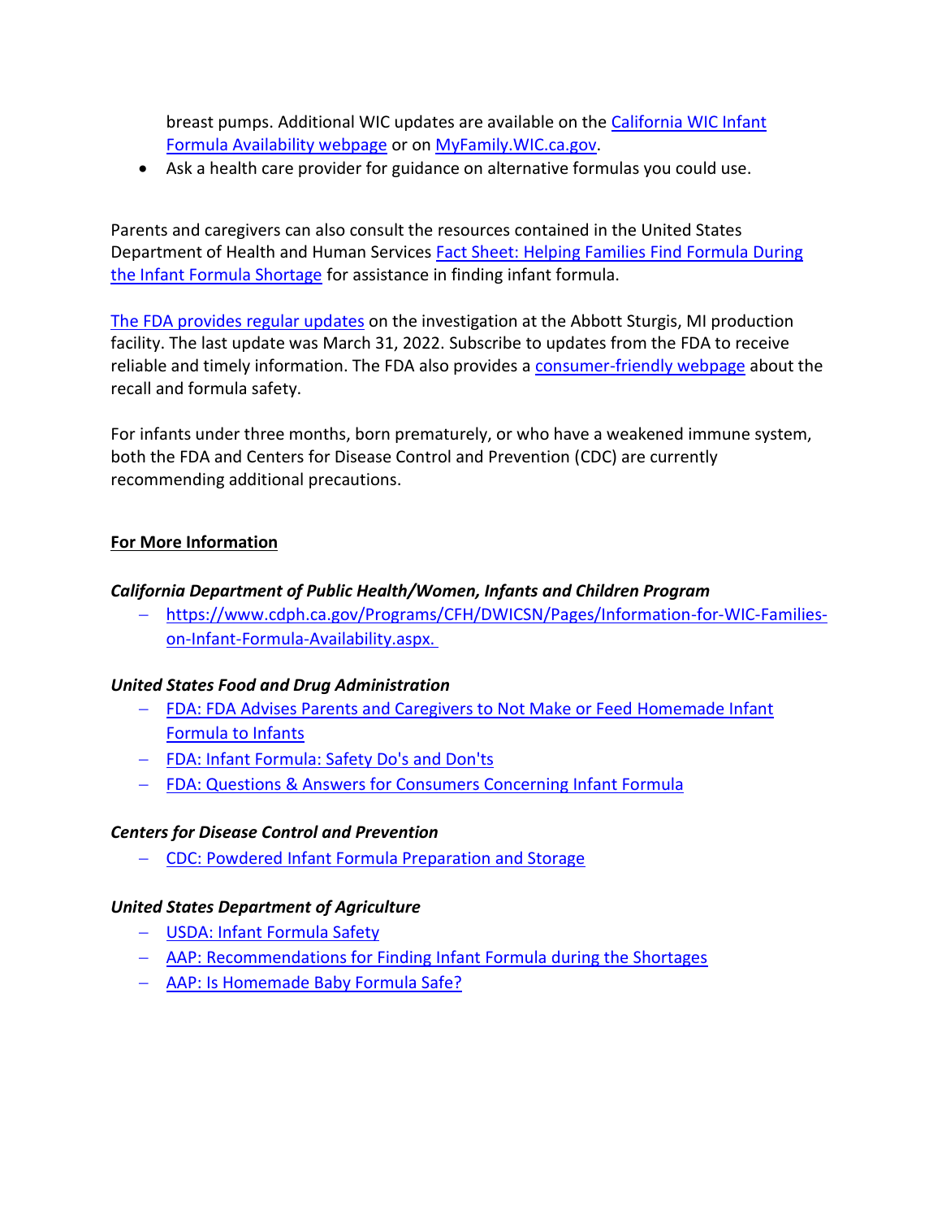breast pumps. Additional WIC updates are available on the California WIC Infant Formula Availability webpage or on MyFamily.WIC.ca.gov.

- Ask a health care provider for guidance on alternative formulas you could use.

Parents and caregivers can also consult the resources contained in the United States Department of Health and Human Services Fact Sheet: Helping Families Find Formula During the Infant Formula Shortage for assistance in finding infant formula.

The FDA provides regular updates on the investigation at the Abbott Sturgis, MI production facility. The last update was March 31, 2022. Subscribe to updates from the FDA to receive reliable and timely information. The FDA also provides a consumer-friendly webpage about the recall and formula safety.

For infants under three months, born prematurely, or who have a weakened immune system, both the FDA and Centers for Disease Control and Prevention (CDC) are currently recommending additional precautions.

## For More Information

***California Department of Public Health/Women, Infants and Children Program***

- https://www.cdph.ca.gov/Programs/CFH/DWICSN/Pages/Information-for-WIC-Families-on-Infant-Formula-Availability.aspx.

***United States Food and Drug Administration***

- FDA: FDA Advises Parents and Caregivers to Not Make or Feed Homemade Infant Formula to Infants
- FDA: Infant Formula: Safety Do's and Don'ts
- FDA: Questions & Answers for Consumers Concerning Infant Formula

***Centers for Disease Control and Prevention***

- CDC: Powdered Infant Formula Preparation and Storage

***United States Department of Agriculture***

- USDA: Infant Formula Safety
- AAP: Recommendations for Finding Infant Formula during the Shortages
- AAP: Is Homemade Baby Formula Safe?